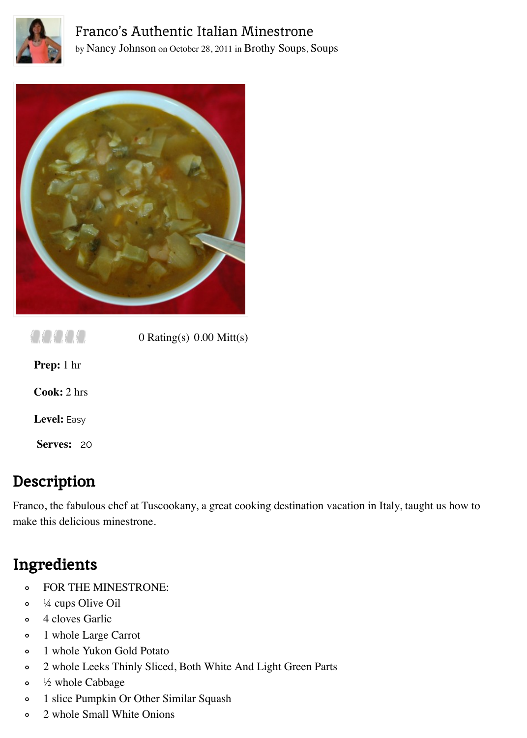# Franco's Authentic Italian Minestrone

by Nancy Johnson on October 28, 2011 in Brothy Soups, Soups

0 Rating(s) 0.00 Mitt(s)

**Prep:** 1 hr

**Cook:** 2 hrs

**Level:** Easy

**Serves:** 20

## Description

Franco, the fabulous chef at Tuscookany, a great cooking destination vacation in Italy, taught us how to make this delicious minestrone.

## Ingredients

- FOR THE MINESTRONE:
- ¼ cups Olive Oil
- 4 cloves Garlic
- 1 whole Large Carrot
- 1 whole Yukon Gold Potato
- 2 whole Leeks Thinly Sliced, Both White And Light Green Parts
- ½ whole Cabbage
- 1 slice Pumpkin Or Other Similar Squash
- 2 whole Small White Onions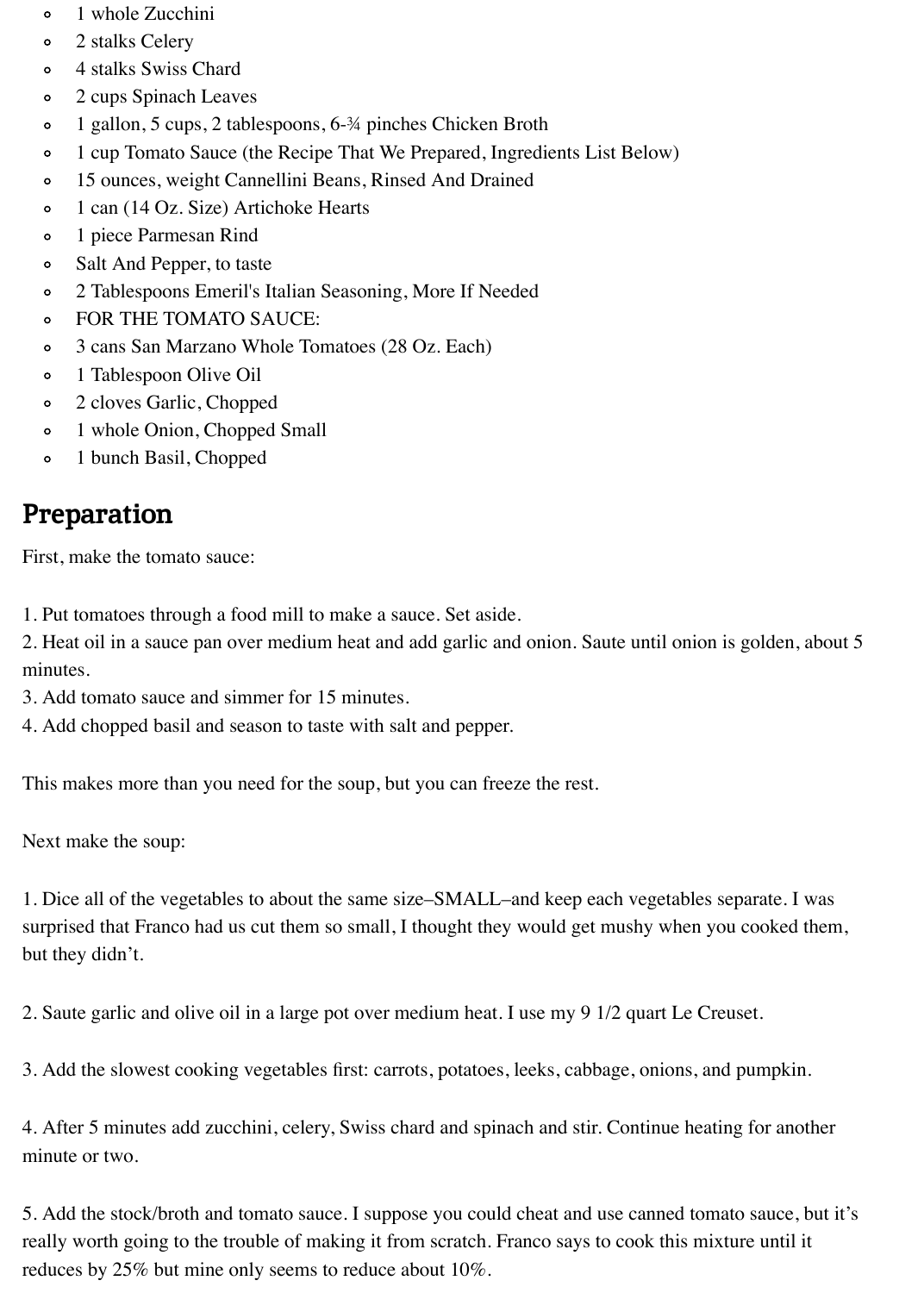- 1 whole Zucchini
- 2 stalks Celery
- 4 stalks Swiss Chard
- 2 cups Spinach Leaves
- 1 gallon, 5 cups, 2 tablespoons, 6-¾ pinches Chicken Broth
- 1 cup Tomato Sauce (the Recipe That We Prepared, Ingredients List Below)
- 15 ounces, weight Cannellini Beans, Rinsed And Drained
- 1 can (14 Oz. Size) Artichoke Hearts
- 1 piece Parmesan Rind
- Salt And Pepper, to taste
- 2 Tablespoons Emeril's Italian Seasoning, More If Needed
- FOR THE TOMATO SAUCE:
- 3 cans San Marzano Whole Tomatoes (28 Oz. Each)
- 1 Tablespoon Olive Oil
- 2 cloves Garlic, Chopped
- 1 whole Onion, Chopped Small
- 1 bunch Basil, Chopped

## Preparation

First, make the tomato sauce:

1. Put tomatoes through a food mill to make a sauce. Set aside.
2. Heat oil in a sauce pan over medium heat and add garlic and onion. Saute until onion is golden, about 5 minutes.
3. Add tomato sauce and simmer for 15 minutes.
4. Add chopped basil and season to taste with salt and pepper.

This makes more than you need for the soup, but you can freeze the rest.

Next make the soup:

1. Dice all of the vegetables to about the same size–SMALL–and keep each vegetables separate. I was surprised that Franco had us cut them so small, I thought they would get mushy when you cooked them, but they didn't.

2. Saute garlic and olive oil in a large pot over medium heat. I use my 9 1/2 quart Le Creuset.

3. Add the slowest cooking vegetables first: carrots, potatoes, leeks, cabbage, onions, and pumpkin.

4. After 5 minutes add zucchini, celery, Swiss chard and spinach and stir. Continue heating for another minute or two.

5. Add the stock/broth and tomato sauce. I suppose you could cheat and use canned tomato sauce, but it's really worth going to the trouble of making it from scratch. Franco says to cook this mixture until it reduces by 25% but mine only seems to reduce about 10%.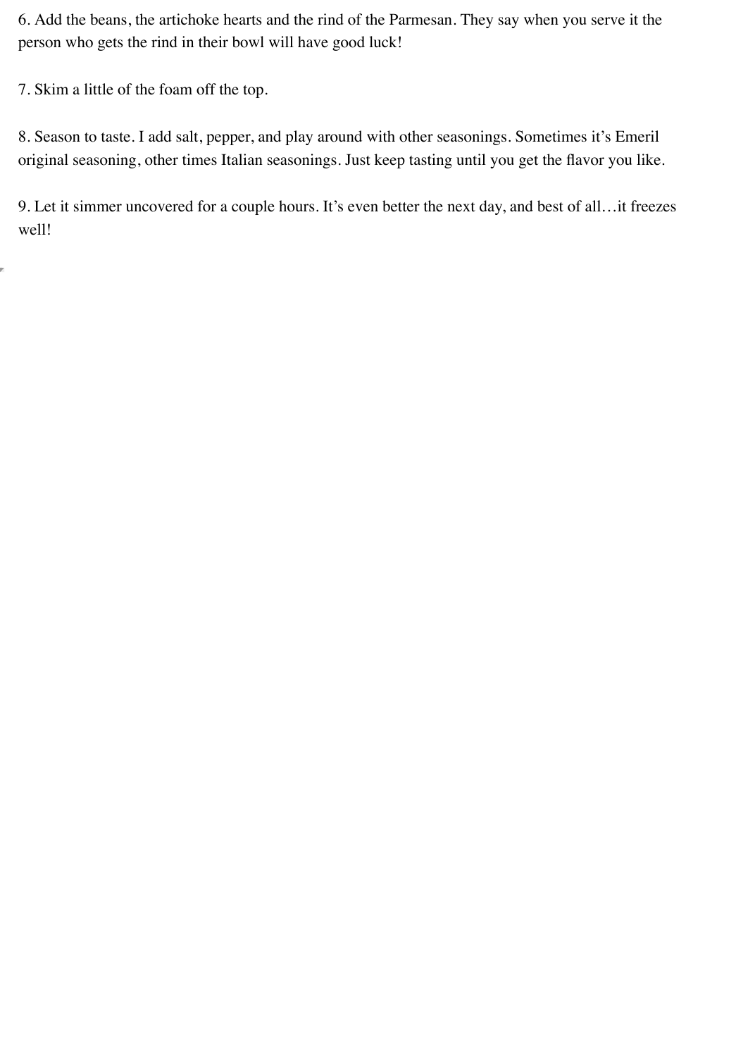6. Add the beans, the artichoke hearts and the rind of the Parmesan. They say when you serve it the person who gets the rind in their bowl will have good luck!

7. Skim a little of the foam off the top.

8. Season to taste. I add salt, pepper, and play around with other seasonings. Sometimes it's Emeril original seasoning, other times Italian seasonings. Just keep tasting until you get the flavor you like.

9. Let it simmer uncovered for a couple hours. It's even better the next day, and best of all…it freezes well!